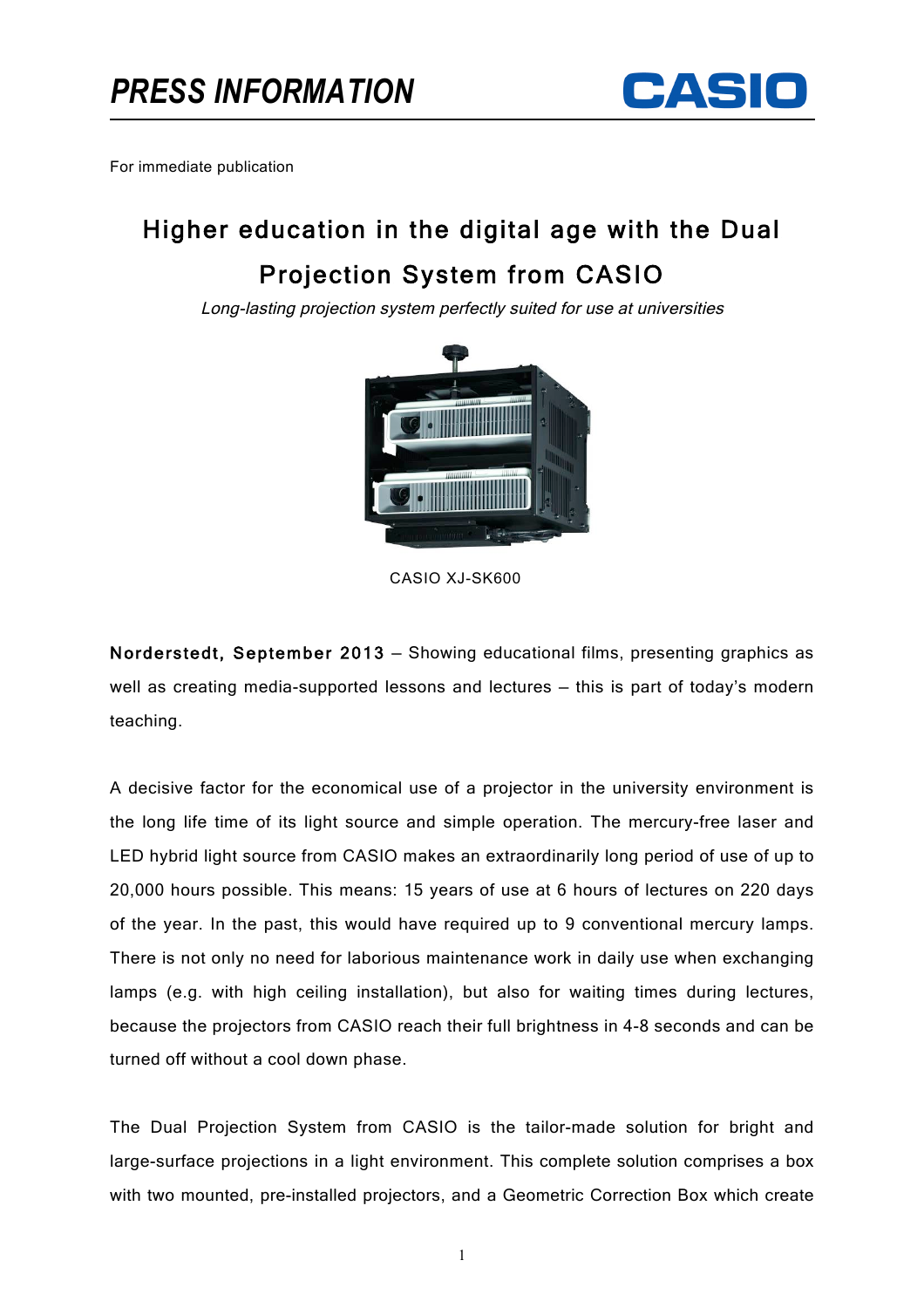# PRESS INFORMATION

For immediate publication

## Higher education in the digital age with the Dual Projection System from CASIO

*Long-lasting projection system perfectly suited for use at universities*

CASIO XJ-SK600

**Norderstedt, September 2013** – Showing educational films, presenting graphics as well as creating media-supported lessons and lectures – this is part of today's modern teaching.

A decisive factor for the economical use of a projector in the university environment is the long life time of its light source and simple operation. The mercury-free laser and LED hybrid light source from CASIO makes an extraordinarily long period of use of up to 20,000 hours possible. This means: 15 years of use at 6 hours of lectures on 220 days of the year. In the past, this would have required up to 9 conventional mercury lamps. There is not only no need for laborious maintenance work in daily use when exchanging lamps (e.g. with high ceiling installation), but also for waiting times during lectures, because the projectors from CASIO reach their full brightness in 4-8 seconds and can be turned off without a cool down phase.

The Dual Projection System from CASIO is the tailor-made solution for bright and large-surface projections in a light environment. This complete solution comprises a box with two mounted, pre-installed projectors, and a Geometric Correction Box which create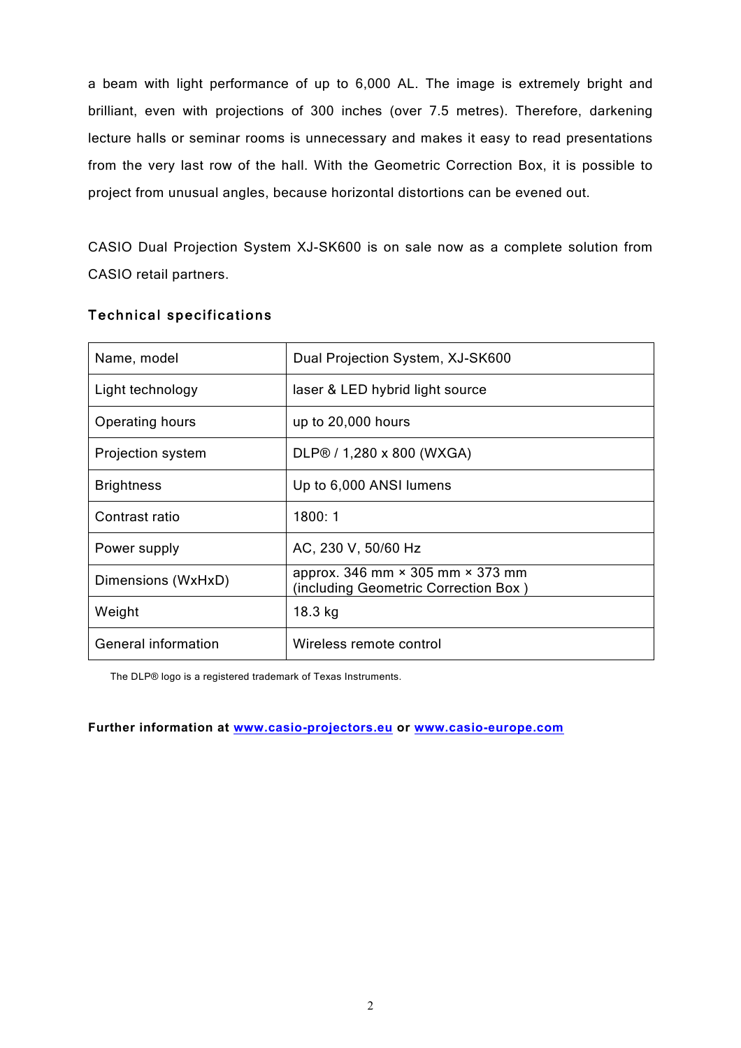a beam with light performance of up to 6,000 AL. The image is extremely bright and brilliant, even with projections of 300 inches (over 7.5 metres). Therefore, darkening lecture halls or seminar rooms is unnecessary and makes it easy to read presentations from the very last row of the hall. With the Geometric Correction Box, it is possible to project from unusual angles, because horizontal distortions can be evened out.

CASIO Dual Projection System XJ-SK600 is on sale now as a complete solution from CASIO retail partners.

## Technical specifications

| | |
|---|---|
| Name, model | Dual Projection System, XJ-SK600 |
| Light technology | laser & LED hybrid light source |
| Operating hours | up to 20,000 hours |
| Projection system | DLP® / 1,280 x 800 (WXGA) |
| Brightness | Up to 6,000 ANSI lumens |
| Contrast ratio | 1800: 1 |
| Power supply | AC, 230 V, 50/60 Hz |
| Dimensions (WxHxD) | approx. 346 mm × 305 mm × 373 mm (including Geometric Correction Box ) |
| Weight | 18.3 kg |
| General information | Wireless remote control |

The DLP® logo is a registered trademark of Texas Instruments.

**Further information at [www.casio-projectors.eu](http://www.casio-projectors.eu) or [www.casio-europe.com](http://www.casio-europe.com)**